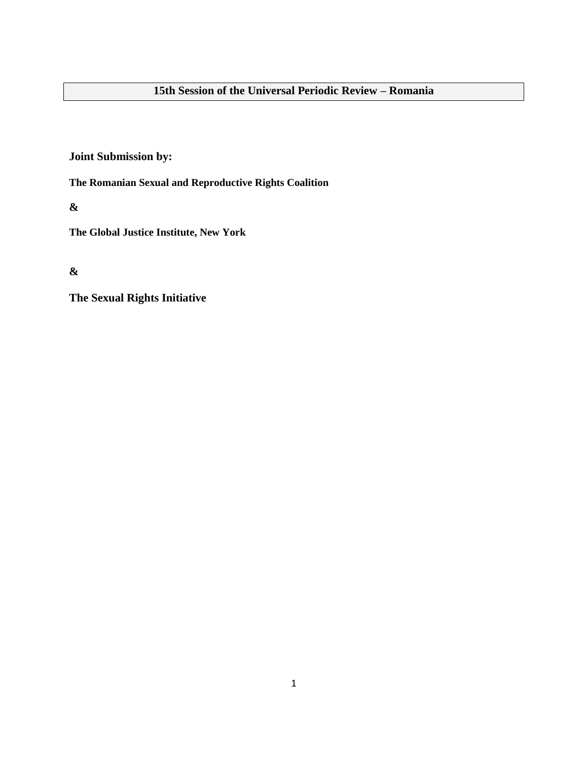# 15th Session of the Universal Periodic Review – Romania

**Joint Submission by:**

**The Romanian Sexual and Reproductive Rights Coalition**

**&**

**The Global Justice Institute, New York**

**&**

**The Sexual Rights Initiative**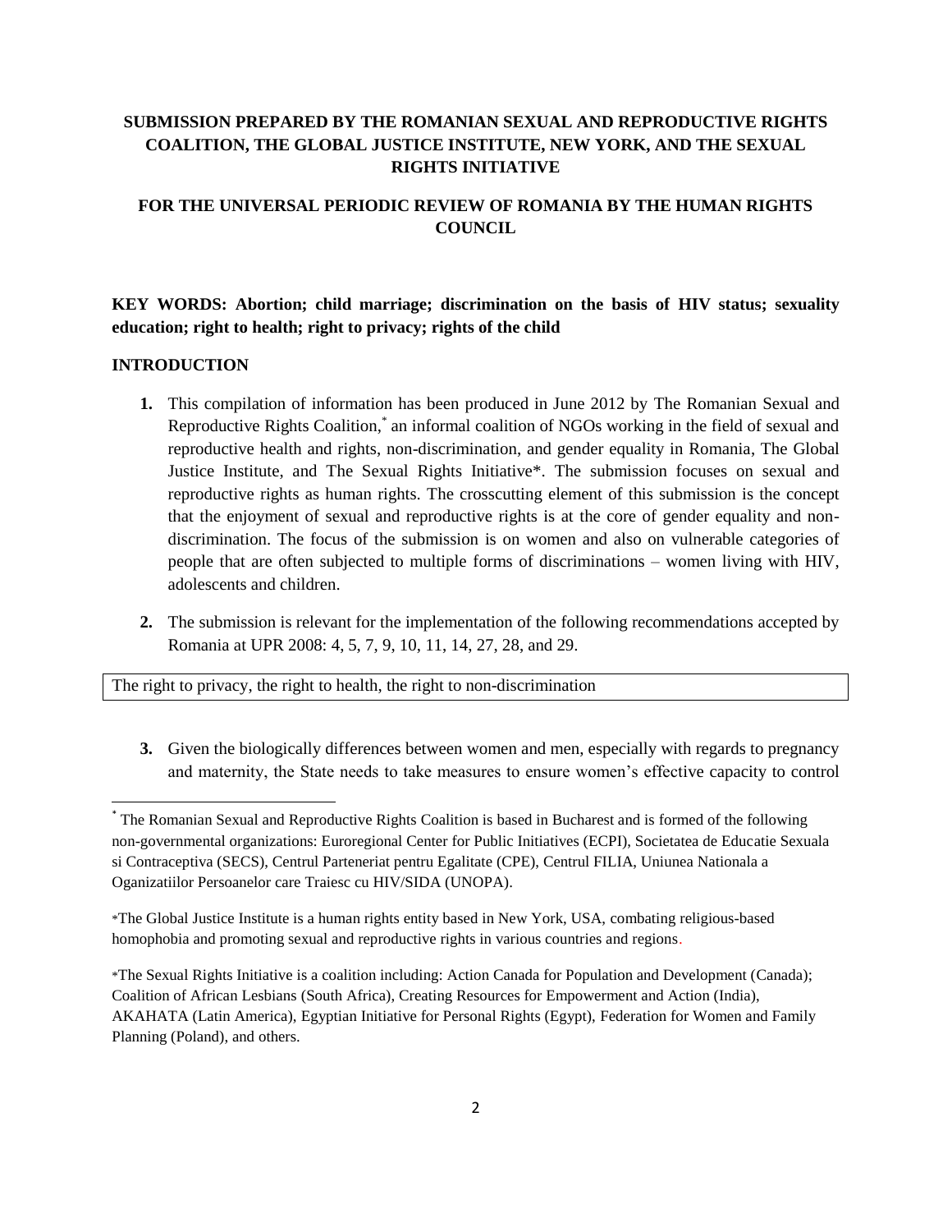**SUBMISSION PREPARED BY THE ROMANIAN SEXUAL AND REPRODUCTIVE RIGHTS COALITION, THE GLOBAL JUSTICE INSTITUTE, NEW YORK, AND THE SEXUAL RIGHTS INITIATIVE**

**FOR THE UNIVERSAL PERIODIC REVIEW OF ROMANIA BY THE HUMAN RIGHTS COUNCIL**

**KEY WORDS: Abortion; child marriage; discrimination on the basis of HIV status; sexuality education; right to health; right to privacy; rights of the child**

**INTRODUCTION**

1. This compilation of information has been produced in June 2012 by The Romanian Sexual and Reproductive Rights Coalition,* an informal coalition of NGOs working in the field of sexual and reproductive health and rights, non-discrimination, and gender equality in Romania, The Global Justice Institute, and The Sexual Rights Initiative*. The submission focuses on sexual and reproductive rights as human rights. The crosscutting element of this submission is the concept that the enjoyment of sexual and reproductive rights is at the core of gender equality and non-discrimination. The focus of the submission is on women and also on vulnerable categories of people that are often subjected to multiple forms of discriminations – women living with HIV, adolescents and children.

2. The submission is relevant for the implementation of the following recommendations accepted by Romania at UPR 2008: 4, 5, 7, 9, 10, 11, 14, 27, 28, and 29.

| The right to privacy, the right to health, the right to non-discrimination |
|---|

3. Given the biologically differences between women and men, especially with regards to pregnancy and maternity, the State needs to take measures to ensure women's effective capacity to control

---

* The Romanian Sexual and Reproductive Rights Coalition is based in Bucharest and is formed of the following non-governmental organizations: Euroregional Center for Public Initiatives (ECPI), Societatea de Educatie Sexuala si Contraceptiva (SECS), Centrul Parteneriat pentru Egalitate (CPE), Centrul FILIA, Uniunea Nationala a Oganizatiilor Persoanelor care Traiesc cu HIV/SIDA (UNOPA).

*The Global Justice Institute is a human rights entity based in New York, USA, combating religious-based homophobia and promoting sexual and reproductive rights in various countries and regions.

*The Sexual Rights Initiative is a coalition including: Action Canada for Population and Development (Canada); Coalition of African Lesbians (South Africa), Creating Resources for Empowerment and Action (India), AKAHATA (Latin America), Egyptian Initiative for Personal Rights (Egypt), Federation for Women and Family Planning (Poland), and others.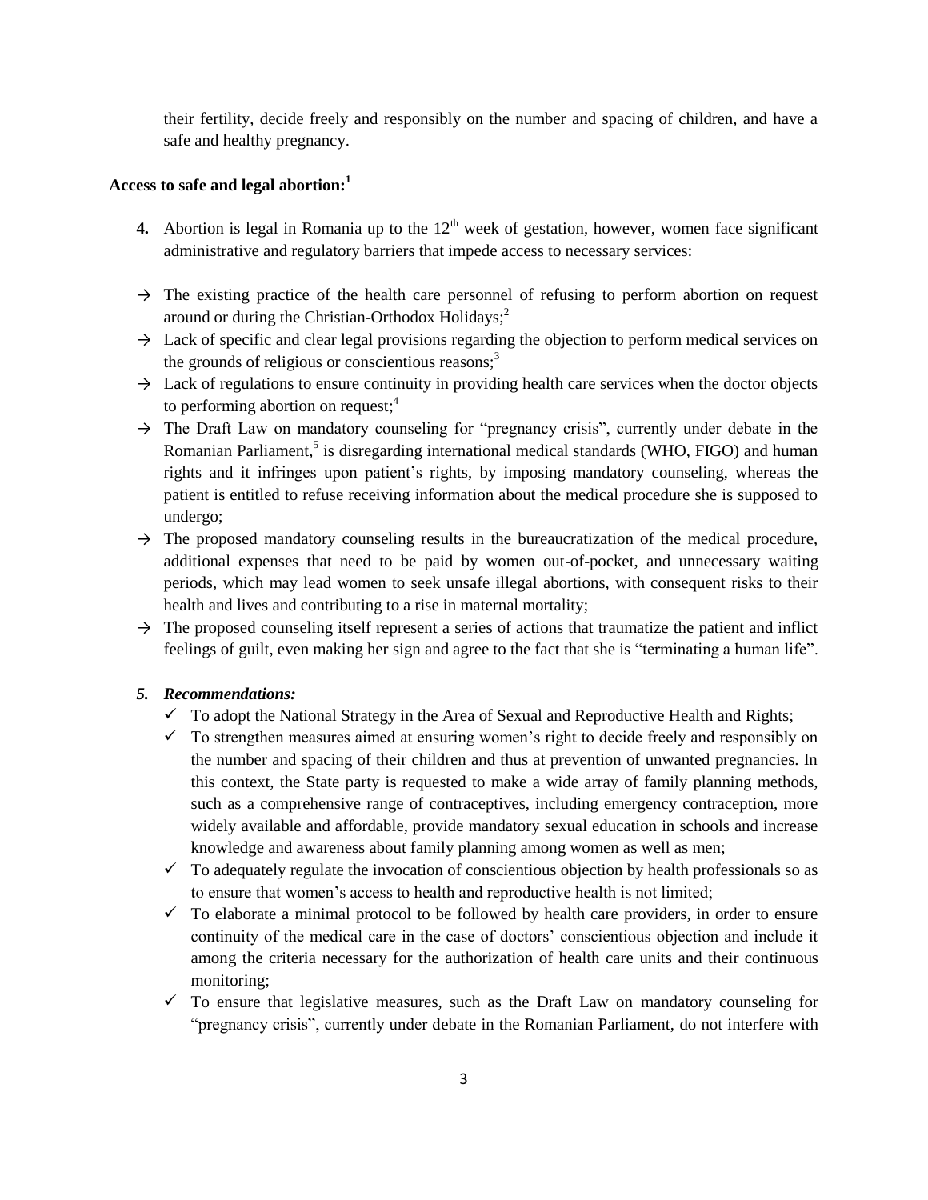their fertility, decide freely and responsibly on the number and spacing of children, and have a safe and healthy pregnancy.

**Access to safe and legal abortion:**[1]

**4.** Abortion is legal in Romania up to the 12th week of gestation, however, women face significant administrative and regulatory barriers that impede access to necessary services:

→ The existing practice of the health care personnel of refusing to perform abortion on request around or during the Christian-Orthodox Holidays;[2]

→ Lack of specific and clear legal provisions regarding the objection to perform medical services on the grounds of religious or conscientious reasons;[3]

→ Lack of regulations to ensure continuity in providing health care services when the doctor objects to performing abortion on request;[4]

→ The Draft Law on mandatory counseling for "pregnancy crisis", currently under debate in the Romanian Parliament,[5] is disregarding international medical standards (WHO, FIGO) and human rights and it infringes upon patient's rights, by imposing mandatory counseling, whereas the patient is entitled to refuse receiving information about the medical procedure she is supposed to undergo;

→ The proposed mandatory counseling results in the bureaucratization of the medical procedure, additional expenses that need to be paid by women out-of-pocket, and unnecessary waiting periods, which may lead women to seek unsafe illegal abortions, with consequent risks to their health and lives and contributing to a rise in maternal mortality;

→ The proposed counseling itself represent a series of actions that traumatize the patient and inflict feelings of guilt, even making her sign and agree to the fact that she is "terminating a human life".

***5. Recommendations:***

- ✓ To adopt the National Strategy in the Area of Sexual and Reproductive Health and Rights;
- ✓ To strengthen measures aimed at ensuring women's right to decide freely and responsibly on the number and spacing of their children and thus at prevention of unwanted pregnancies. In this context, the State party is requested to make a wide array of family planning methods, such as a comprehensive range of contraceptives, including emergency contraception, more widely available and affordable, provide mandatory sexual education in schools and increase knowledge and awareness about family planning among women as well as men;
- ✓ To adequately regulate the invocation of conscientious objection by health professionals so as to ensure that women's access to health and reproductive health is not limited;
- ✓ To elaborate a minimal protocol to be followed by health care providers, in order to ensure continuity of the medical care in the case of doctors' conscientious objection and include it among the criteria necessary for the authorization of health care units and their continuous monitoring;
- ✓ To ensure that legislative measures, such as the Draft Law on mandatory counseling for "pregnancy crisis", currently under debate in the Romanian Parliament, do not interfere with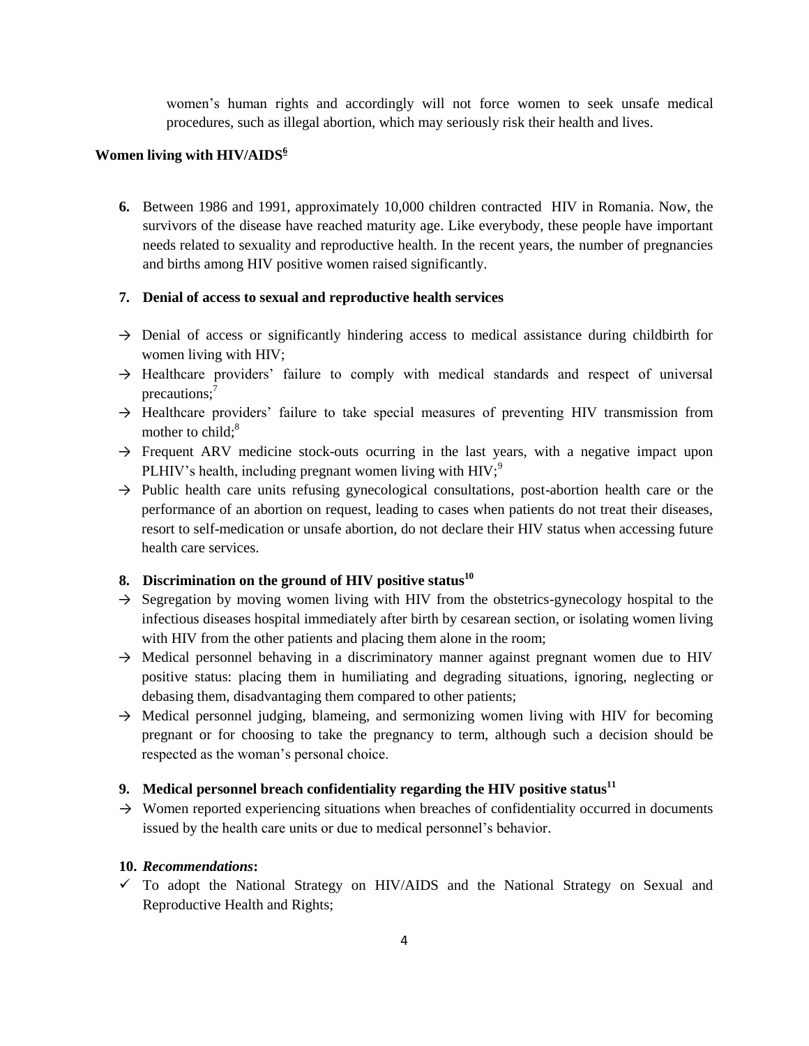women's human rights and accordingly will not force women to seek unsafe medical procedures, such as illegal abortion, which may seriously risk their health and lives.

**Women living with HIV/AIDS[6]**

**6.** Between 1986 and 1991, approximately 10,000 children contracted HIV in Romania. Now, the survivors of the disease have reached maturity age. Like everybody, these people have important needs related to sexuality and reproductive health. In the recent years, the number of pregnancies and births among HIV positive women raised significantly.

**7. Denial of access to sexual and reproductive health services**

→ Denial of access or significantly hindering access to medical assistance during childbirth for women living with HIV;

→ Healthcare providers' failure to comply with medical standards and respect of universal precautions;[7]

→ Healthcare providers' failure to take special measures of preventing HIV transmission from mother to child;[8]

→ Frequent ARV medicine stock-outs ocurring in the last years, with a negative impact upon PLHIV's health, including pregnant women living with HIV;[9]

→ Public health care units refusing gynecological consultations, post-abortion health care or the performance of an abortion on request, leading to cases when patients do not treat their diseases, resort to self-medication or unsafe abortion, do not declare their HIV status when accessing future health care services.

**8. Discrimination on the ground of HIV positive status[10]**

→ Segregation by moving women living with HIV from the obstetrics-gynecology hospital to the infectious diseases hospital immediately after birth by cesarean section, or isolating women living with HIV from the other patients and placing them alone in the room;

→ Medical personnel behaving in a discriminatory manner against pregnant women due to HIV positive status: placing them in humiliating and degrading situations, ignoring, neglecting or debasing them, disadvantaging them compared to other patients;

→ Medical personnel judging, blameing, and sermonizing women living with HIV for becoming pregnant or for choosing to take the pregnancy to term, although such a decision should be respected as the woman's personal choice.

**9. Medical personnel breach confidentiality regarding the HIV positive status[11]**

→ Women reported experiencing situations when breaches of confidentiality occurred in documents issued by the health care units or due to medical personnel's behavior.

**10. *Recommendations*:**

✓ To adopt the National Strategy on HIV/AIDS and the National Strategy on Sexual and Reproductive Health and Rights;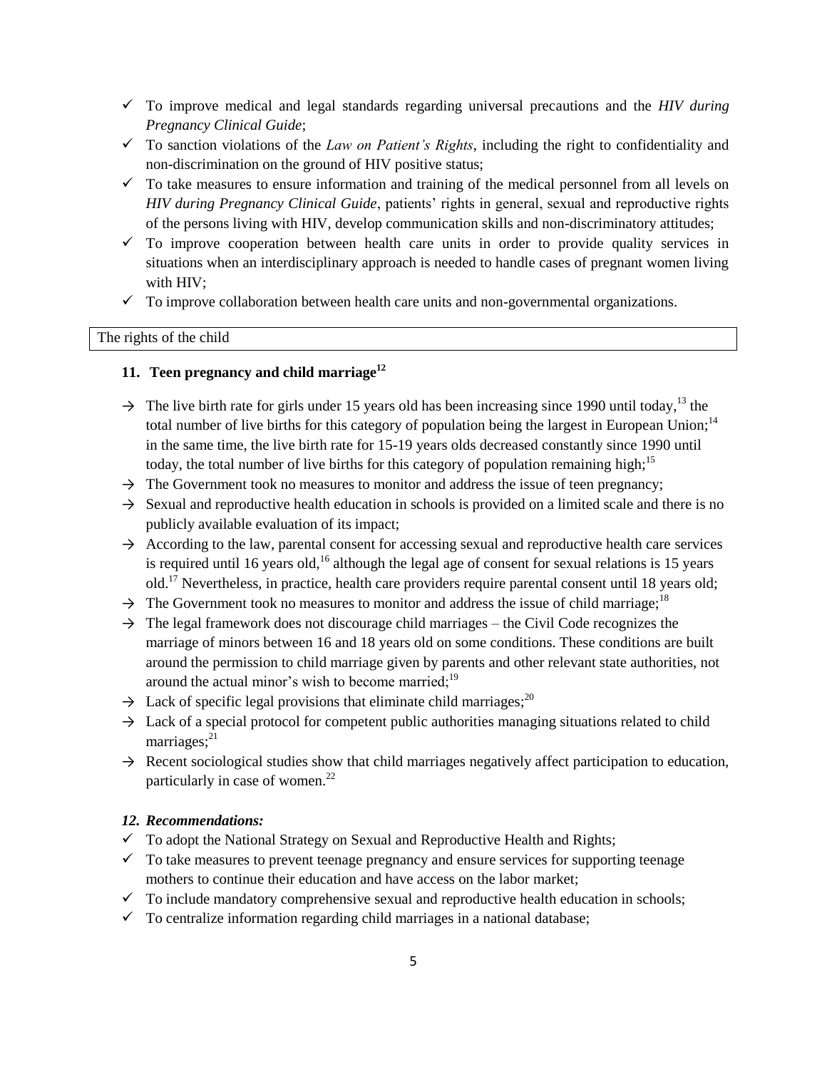- ✓ To improve medical and legal standards regarding universal precautions and the *HIV during Pregnancy Clinical Guide*;
- ✓ To sanction violations of the *Law on Patient's Rights*, including the right to confidentiality and non-discrimination on the ground of HIV positive status;
- ✓ To take measures to ensure information and training of the medical personnel from all levels on *HIV during Pregnancy Clinical Guide*, patients' rights in general, sexual and reproductive rights of the persons living with HIV, develop communication skills and non-discriminatory attitudes;
- ✓ To improve cooperation between health care units in order to provide quality services in situations when an interdisciplinary approach is needed to handle cases of pregnant women living with HIV;
- ✓ To improve collaboration between health care units and non-governmental organizations.

The rights of the child

### 11. Teen pregnancy and child marriage[12]

- → The live birth rate for girls under 15 years old has been increasing since 1990 until today,[13] the total number of live births for this category of population being the largest in European Union;[14] in the same time, the live birth rate for 15-19 years olds decreased constantly since 1990 until today, the total number of live births for this category of population remaining high;[15]
- → The Government took no measures to monitor and address the issue of teen pregnancy;
- → Sexual and reproductive health education in schools is provided on a limited scale and there is no publicly available evaluation of its impact;
- → According to the law, parental consent for accessing sexual and reproductive health care services is required until 16 years old,[16] although the legal age of consent for sexual relations is 15 years old.[17] Nevertheless, in practice, health care providers require parental consent until 18 years old;
- → The Government took no measures to monitor and address the issue of child marriage;[18]
- → The legal framework does not discourage child marriages – the Civil Code recognizes the marriage of minors between 16 and 18 years old on some conditions. These conditions are built around the permission to child marriage given by parents and other relevant state authorities, not around the actual minor's wish to become married;[19]
- → Lack of specific legal provisions that eliminate child marriages;[20]
- → Lack of a special protocol for competent public authorities managing situations related to child marriages;[21]
- → Recent sociological studies show that child marriages negatively affect participation to education, particularly in case of women.[22]

### *12. Recommendations:*

- ✓ To adopt the National Strategy on Sexual and Reproductive Health and Rights;
- ✓ To take measures to prevent teenage pregnancy and ensure services for supporting teenage mothers to continue their education and have access on the labor market;
- ✓ To include mandatory comprehensive sexual and reproductive health education in schools;
- ✓ To centralize information regarding child marriages in a national database;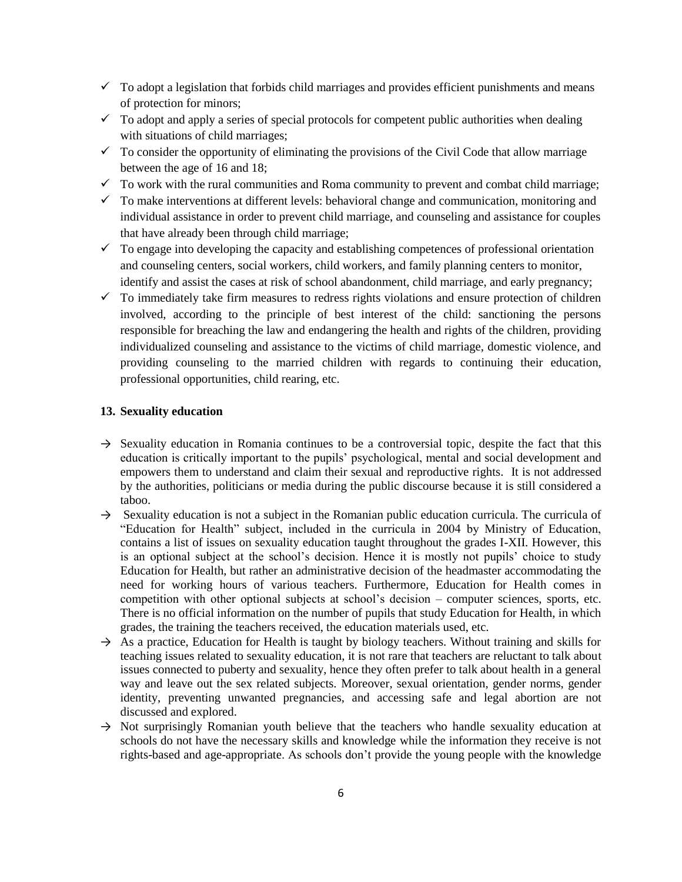- ✓ To adopt a legislation that forbids child marriages and provides efficient punishments and means of protection for minors;
- ✓ To adopt and apply a series of special protocols for competent public authorities when dealing with situations of child marriages;
- ✓ To consider the opportunity of eliminating the provisions of the Civil Code that allow marriage between the age of 16 and 18;
- ✓ To work with the rural communities and Roma community to prevent and combat child marriage;
- ✓ To make interventions at different levels: behavioral change and communication, monitoring and individual assistance in order to prevent child marriage, and counseling and assistance for couples that have already been through child marriage;
- ✓ To engage into developing the capacity and establishing competences of professional orientation and counseling centers, social workers, child workers, and family planning centers to monitor, identify and assist the cases at risk of school abandonment, child marriage, and early pregnancy;
- ✓ To immediately take firm measures to redress rights violations and ensure protection of children involved, according to the principle of best interest of the child: sanctioning the persons responsible for breaching the law and endangering the health and rights of the children, providing individualized counseling and assistance to the victims of child marriage, domestic violence, and providing counseling to the married children with regards to continuing their education, professional opportunities, child rearing, etc.

## 13. Sexuality education

- → Sexuality education in Romania continues to be a controversial topic, despite the fact that this education is critically important to the pupils' psychological, mental and social development and empowers them to understand and claim their sexual and reproductive rights. It is not addressed by the authorities, politicians or media during the public discourse because it is still considered a taboo.
- → Sexuality education is not a subject in the Romanian public education curricula. The curricula of "Education for Health" subject, included in the curricula in 2004 by Ministry of Education, contains a list of issues on sexuality education taught throughout the grades I-XII. However, this is an optional subject at the school's decision. Hence it is mostly not pupils' choice to study Education for Health, but rather an administrative decision of the headmaster accommodating the need for working hours of various teachers. Furthermore, Education for Health comes in competition with other optional subjects at school's decision – computer sciences, sports, etc. There is no official information on the number of pupils that study Education for Health, in which grades, the training the teachers received, the education materials used, etc.
- → As a practice, Education for Health is taught by biology teachers. Without training and skills for teaching issues related to sexuality education, it is not rare that teachers are reluctant to talk about issues connected to puberty and sexuality, hence they often prefer to talk about health in a general way and leave out the sex related subjects. Moreover, sexual orientation, gender norms, gender identity, preventing unwanted pregnancies, and accessing safe and legal abortion are not discussed and explored.
- → Not surprisingly Romanian youth believe that the teachers who handle sexuality education at schools do not have the necessary skills and knowledge while the information they receive is not rights-based and age-appropriate. As schools don't provide the young people with the knowledge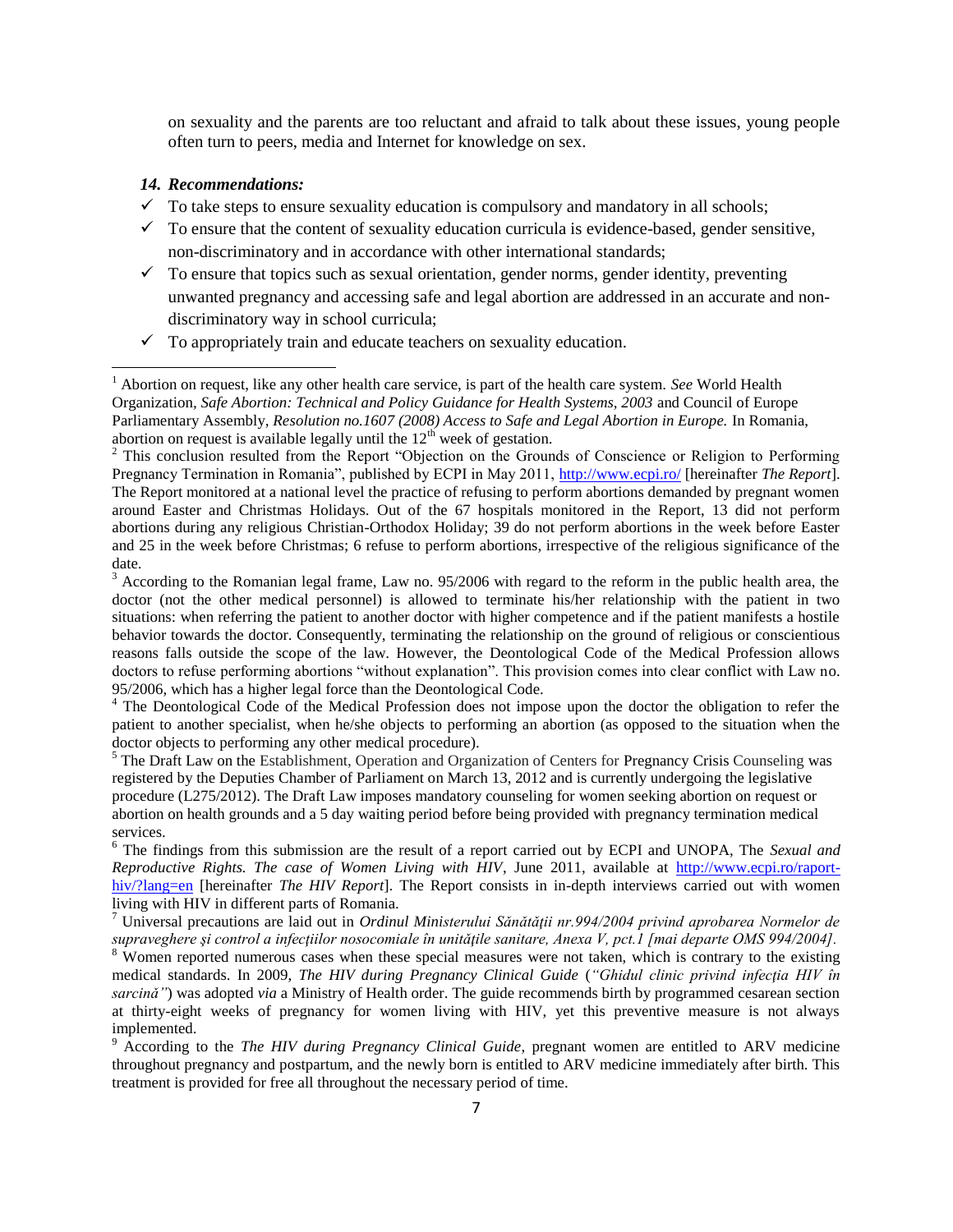on sexuality and the parents are too reluctant and afraid to talk about these issues, young people often turn to peers, media and Internet for knowledge on sex.

### *14. Recommendations:*

- ✓ To take steps to ensure sexuality education is compulsory and mandatory in all schools;
- ✓ To ensure that the content of sexuality education curricula is evidence-based, gender sensitive, non-discriminatory and in accordance with other international standards;
- ✓ To ensure that topics such as sexual orientation, gender norms, gender identity, preventing unwanted pregnancy and accessing safe and legal abortion are addressed in an accurate and non-discriminatory way in school curricula;
- ✓ To appropriately train and educate teachers on sexuality education.

---

[1] Abortion on request, like any other health care service, is part of the health care system. *See* World Health Organization, *Safe Abortion: Technical and Policy Guidance for Health Systems, 2003* and Council of Europe Parliamentary Assembly, *Resolution no.1607 (2008) Access to Safe and Legal Abortion in Europe.* In Romania, abortion on request is available legally until the 12th week of gestation.

[2] This conclusion resulted from the Report "Objection on the Grounds of Conscience or Religion to Performing Pregnancy Termination in Romania", published by ECPI in May 2011, http://www.ecpi.ro/ [hereinafter *The Report*]. The Report monitored at a national level the practice of refusing to perform abortions demanded by pregnant women around Easter and Christmas Holidays. Out of the 67 hospitals monitored in the Report, 13 did not perform abortions during any religious Christian-Orthodox Holiday; 39 do not perform abortions in the week before Easter and 25 in the week before Christmas; 6 refuse to perform abortions, irrespective of the religious significance of the date.

[3] According to the Romanian legal frame, Law no. 95/2006 with regard to the reform in the public health area, the doctor (not the other medical personnel) is allowed to terminate his/her relationship with the patient in two situations: when referring the patient to another doctor with higher competence and if the patient manifests a hostile behavior towards the doctor. Consequently, terminating the relationship on the ground of religious or conscientious reasons falls outside the scope of the law. However, the Deontological Code of the Medical Profession allows doctors to refuse performing abortions "without explanation". This provision comes into clear conflict with Law no. 95/2006, which has a higher legal force than the Deontological Code.

[4] The Deontological Code of the Medical Profession does not impose upon the doctor the obligation to refer the patient to another specialist, when he/she objects to performing an abortion (as opposed to the situation when the doctor objects to performing any other medical procedure).

[5] The Draft Law on the Establishment, Operation and Organization of Centers for Pregnancy Crisis Counseling was registered by the Deputies Chamber of Parliament on March 13, 2012 and is currently undergoing the legislative procedure (L275/2012). The Draft Law imposes mandatory counseling for women seeking abortion on request or abortion on health grounds and a 5 day waiting period before being provided with pregnancy termination medical services.

[6] The findings from this submission are the result of a report carried out by ECPI and UNOPA, The *Sexual and Reproductive Rights. The case of Women Living with HIV*, June 2011, available at http://www.ecpi.ro/raport-hiv/?lang=en [hereinafter *The HIV Report*]. The Report consists in in-depth interviews carried out with women living with HIV in different parts of Romania.

[7] Universal precautions are laid out in *Ordinul Ministerului Sănătății nr.994/2004 privind aprobarea Normelor de supraveghere şi control a infecţiilor nosocomiale în unităţile sanitare, Anexa V, pct.1 [mai departe OMS 994/2004].*

[8] Women reported numerous cases when these special measures were not taken, which is contrary to the existing medical standards. In 2009, *The HIV during Pregnancy Clinical Guide* (*"Ghidul clinic privind infecţia HIV în sarcină"*) was adopted *via* a Ministry of Health order. The guide recommends birth by programmed cesarean section at thirty-eight weeks of pregnancy for women living with HIV, yet this preventive measure is not always implemented.

[9] According to the *The HIV during Pregnancy Clinical Guide*, pregnant women are entitled to ARV medicine throughout pregnancy and postpartum, and the newly born is entitled to ARV medicine immediately after birth. This treatment is provided for free all throughout the necessary period of time.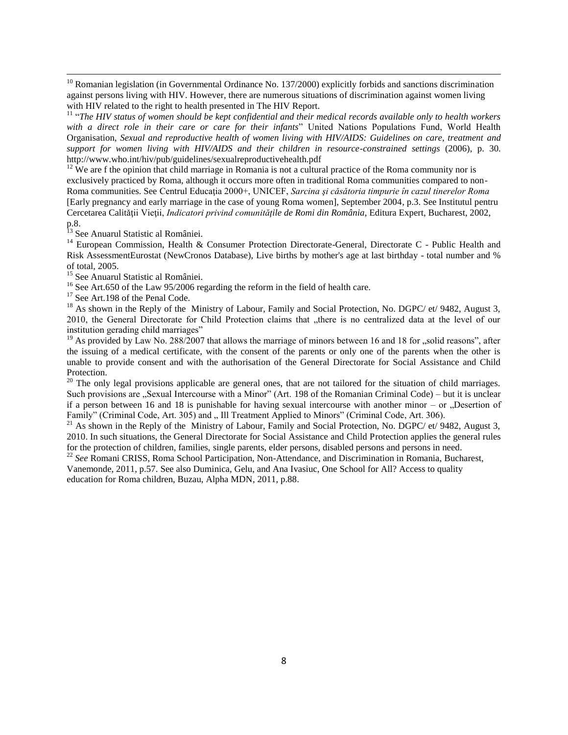[10] Romanian legislation (in Governmental Ordinance No. 137/2000) explicitly forbids and sanctions discrimination against persons living with HIV. However, there are numerous situations of discrimination against women living with HIV related to the right to health presented in The HIV Report.

[11] "*The HIV status of women should be kept confidential and their medical records available only to health workers with a direct role in their care or care for their infants*" United Nations Populations Fund, World Health Organisation, *Sexual and reproductive health of women living with HIV/AIDS: Guidelines on care, treatment and support for women living with HIV/AIDS and their children in resource-constrained settings* (2006), p. 30. http://www.who.int/hiv/pub/guidelines/sexualreproductivehealth.pdf

[12] We are f the opinion that child marriage in Romania is not a cultural practice of the Roma community nor is exclusively practiced by Roma, although it occurs more often in traditional Roma communities compared to non-Roma communities. See Centrul Educația 2000+, UNICEF, *Sarcina și căsătoria timpurie în cazul tinerelor Roma* [Early pregnancy and early marriage in the case of young Roma women], September 2004, p.3. See Institutul pentru Cercetarea Calității Vieții, *Indicatori privind comunitățile de Romi din România*, Editura Expert, Bucharest, 2002, p.8.

[13] See Anuarul Statistic al României.

[14] European Commission, Health & Consumer Protection Directorate-General, Directorate C - Public Health and Risk AssessmentEurostat (NewCronos Database), Live births by mother's age at last birthday - total number and % of total, 2005.

[15] See Anuarul Statistic al României.

[16] See Art.650 of the Law 95/2006 regarding the reform in the field of health care.

[17] See Art.198 of the Penal Code.

[18] As shown in the Reply of the Ministry of Labour, Family and Social Protection, No. DGPC/ et/ 9482, August 3, 2010, the General Directorate for Child Protection claims that „there is no centralized data at the level of our institution gerading child marriages"

[19] As provided by Law No. 288/2007 that allows the marriage of minors between 16 and 18 for „solid reasons", after the issuing of a medical certificate, with the consent of the parents or only one of the parents when the other is unable to provide consent and with the authorisation of the General Directorate for Social Assistance and Child Protection.

[20] The only legal provisions applicable are general ones, that are not tailored for the situation of child marriages. Such provisions are „Sexual Intercourse with a Minor" (Art. 198 of the Romanian Criminal Code) – but it is unclear if a person between 16 and 18 is punishable for having sexual intercourse with another minor – or „Desertion of Family" (Criminal Code, Art. 305) and „ Ill Treatment Applied to Minors" (Criminal Code, Art. 306).

[21] As shown in the Reply of the Ministry of Labour, Family and Social Protection, No. DGPC/ et/ 9482, August 3, 2010. In such situations, the General Directorate for Social Assistance and Child Protection applies the general rules for the protection of children, families, single parents, elder persons, disabled persons and persons in need.

[22] *See* Romani CRISS, Roma School Participation, Non-Attendance, and Discrimination in Romania, Bucharest, Vanemonde, 2011, p.57. See also Duminica, Gelu, and Ana Ivasiuc, One School for All? Access to quality education for Roma children, Buzau, Alpha MDN, 2011, p.88.